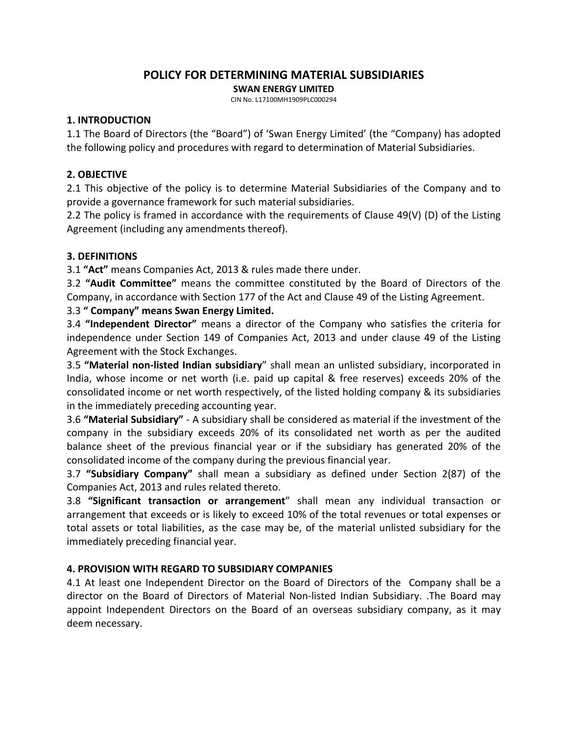# POLICY FOR DETERMINING MATERIAL SUBSIDIARIES

**SWAN ENERGY LIMITED**

CIN No. L17100MH1909PLC000294

## 1. INTRODUCTION

1.1 The Board of Directors (the "Board") of 'Swan Energy Limited' (the "Company) has adopted the following policy and procedures with regard to determination of Material Subsidiaries.

## 2. OBJECTIVE

2.1 This objective of the policy is to determine Material Subsidiaries of the Company and to provide a governance framework for such material subsidiaries.

2.2 The policy is framed in accordance with the requirements of Clause 49(V) (D) of the Listing Agreement (including any amendments thereof).

## 3. DEFINITIONS

3.1 **"Act"** means Companies Act, 2013 & rules made there under.

3.2 **"Audit Committee"** means the committee constituted by the Board of Directors of the Company, in accordance with Section 177 of the Act and Clause 49 of the Listing Agreement.

3.3 **" Company" means Swan Energy Limited.**

3.4 **"Independent Director"** means a director of the Company who satisfies the criteria for independence under Section 149 of Companies Act, 2013 and under clause 49 of the Listing Agreement with the Stock Exchanges.

3.5 **"Material non-listed Indian subsidiary**" shall mean an unlisted subsidiary, incorporated in India, whose income or net worth (i.e. paid up capital & free reserves) exceeds 20% of the consolidated income or net worth respectively, of the listed holding company & its subsidiaries in the immediately preceding accounting year.

3.6 **"Material Subsidiary"** - A subsidiary shall be considered as material if the investment of the company in the subsidiary exceeds 20% of its consolidated net worth as per the audited balance sheet of the previous financial year or if the subsidiary has generated 20% of the consolidated income of the company during the previous financial year.

3.7 **"Subsidiary Company"** shall mean a subsidiary as defined under Section 2(87) of the Companies Act, 2013 and rules related thereto.

3.8 **"Significant transaction or arrangement**" shall mean any individual transaction or arrangement that exceeds or is likely to exceed 10% of the total revenues or total expenses or total assets or total liabilities, as the case may be, of the material unlisted subsidiary for the immediately preceding financial year.

## 4. PROVISION WITH REGARD TO SUBSIDIARY COMPANIES

4.1 At least one Independent Director on the Board of Directors of the Company shall be a director on the Board of Directors of Material Non-listed Indian Subsidiary. .The Board may appoint Independent Directors on the Board of an overseas subsidiary company, as it may deem necessary.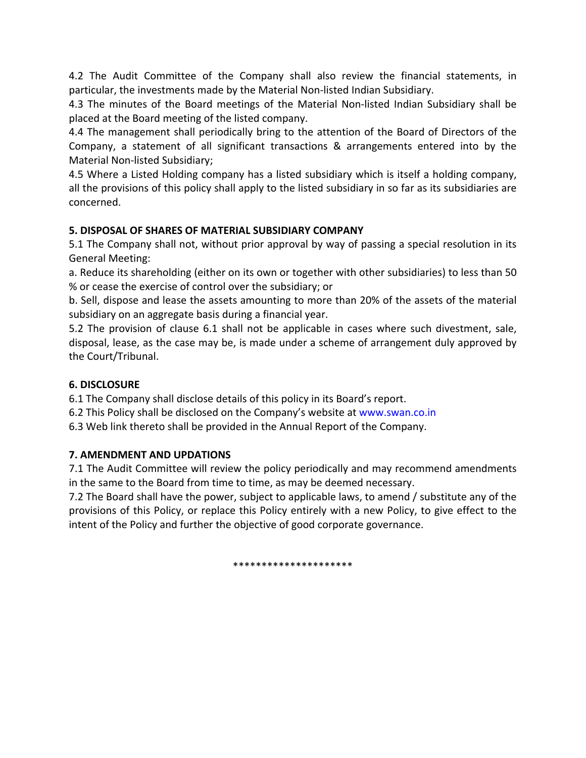4.2 The Audit Committee of the Company shall also review the financial statements, in particular, the investments made by the Material Non-listed Indian Subsidiary.

4.3 The minutes of the Board meetings of the Material Non-listed Indian Subsidiary shall be placed at the Board meeting of the listed company.

4.4 The management shall periodically bring to the attention of the Board of Directors of the Company, a statement of all significant transactions & arrangements entered into by the Material Non-listed Subsidiary;

4.5 Where a Listed Holding company has a listed subsidiary which is itself a holding company, all the provisions of this policy shall apply to the listed subsidiary in so far as its subsidiaries are concerned.

**5. DISPOSAL OF SHARES OF MATERIAL SUBSIDIARY COMPANY**

5.1 The Company shall not, without prior approval by way of passing a special resolution in its General Meeting:

a. Reduce its shareholding (either on its own or together with other subsidiaries) to less than 50 % or cease the exercise of control over the subsidiary; or

b. Sell, dispose and lease the assets amounting to more than 20% of the assets of the material subsidiary on an aggregate basis during a financial year.

5.2 The provision of clause 6.1 shall not be applicable in cases where such divestment, sale, disposal, lease, as the case may be, is made under a scheme of arrangement duly approved by the Court/Tribunal.

**6. DISCLOSURE**

6.1 The Company shall disclose details of this policy in its Board's report.

6.2 This Policy shall be disclosed on the Company's website at www.swan.co.in

6.3 Web link thereto shall be provided in the Annual Report of the Company.

**7. AMENDMENT AND UPDATIONS**

7.1 The Audit Committee will review the policy periodically and may recommend amendments in the same to the Board from time to time, as may be deemed necessary.

7.2 The Board shall have the power, subject to applicable laws, to amend / substitute any of the provisions of this Policy, or replace this Policy entirely with a new Policy, to give effect to the intent of the Policy and further the objective of good corporate governance.

*********************